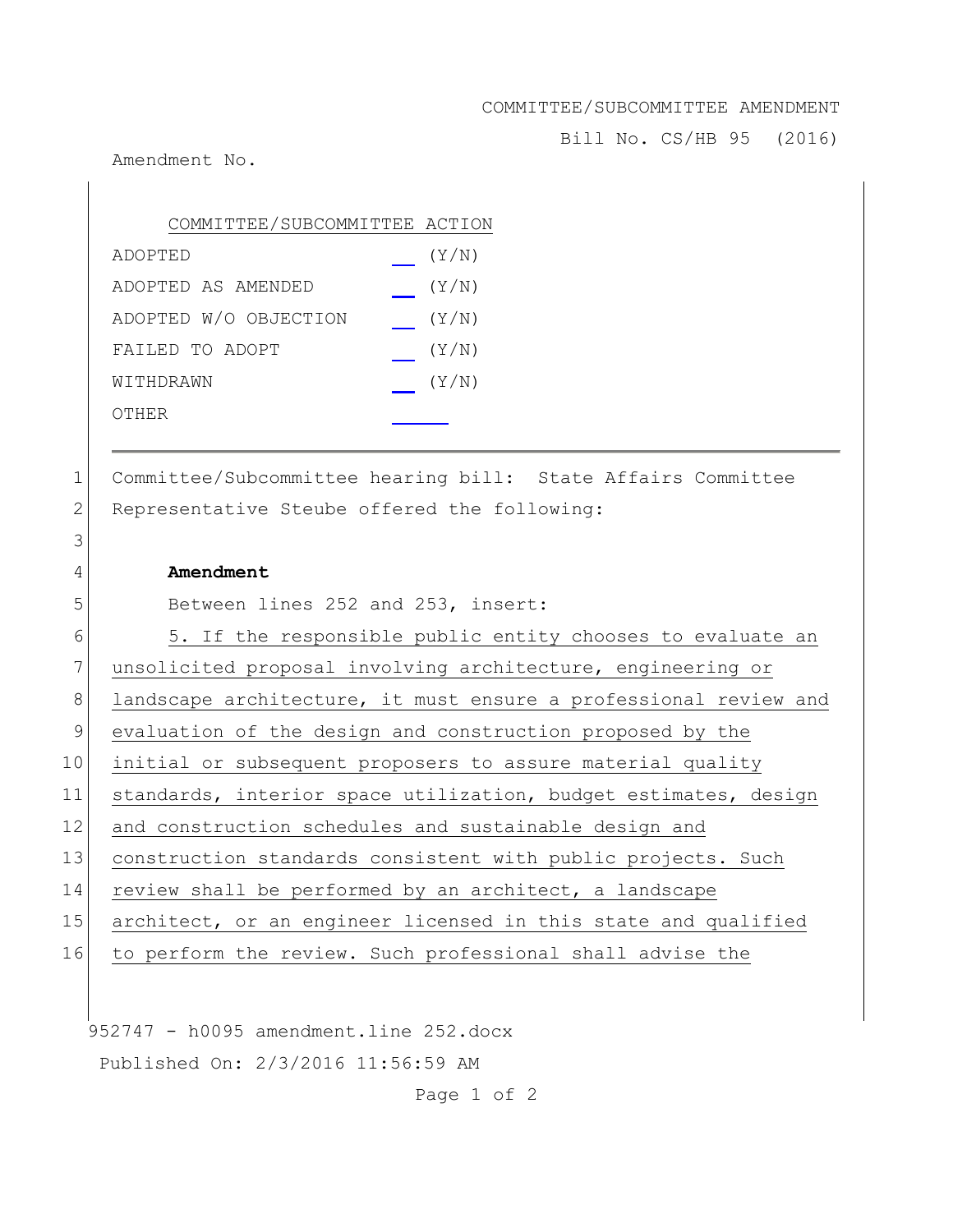COMMITTEE/SUBCOMMITTEE AMENDMENT

Bill No. CS/HB 95 (2016)

Amendment No.

| COMMITTEE/SUBCOMMITTEE ACTION | |
|---|---|
| ADOPTED | __ (Y/N) |
| ADOPTED AS AMENDED | __ (Y/N) |
| ADOPTED W/O OBJECTION | __ (Y/N) |
| FAILED TO ADOPT | __ (Y/N) |
| WITHDRAWN | __ (Y/N) |
| OTHER | ____ |

---

1 Committee/Subcommittee hearing bill: State Affairs Committee
2 Representative Steube offered the following:
3
4 **Amendment**
5 Between lines 252 and 253, insert:
6 5. If the responsible public entity chooses to evaluate an
7 unsolicited proposal involving architecture, engineering or
8 landscape architecture, it must ensure a professional review and
9 evaluation of the design and construction proposed by the
10 initial or subsequent proposers to assure material quality
11 standards, interior space utilization, budget estimates, design
12 and construction schedules and sustainable design and
13 construction standards consistent with public projects. Such
14 review shall be performed by an architect, a landscape
15 architect, or an engineer licensed in this state and qualified
16 to perform the review. Such professional shall advise the

952747 - h0095 amendment.line 252.docx

Published On: 2/3/2016 11:56:59 AM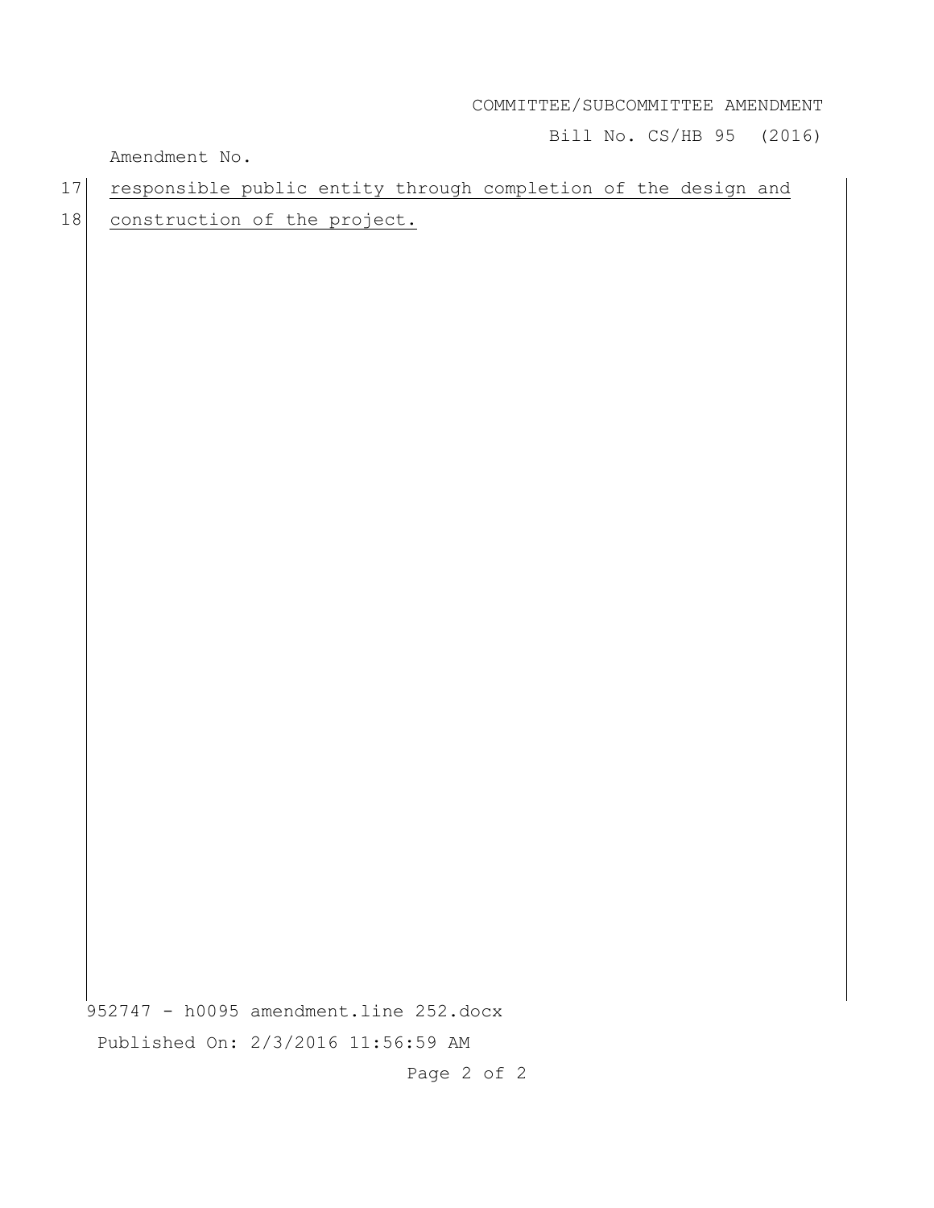17 responsible public entity through completion of the design and

18 construction of the project.